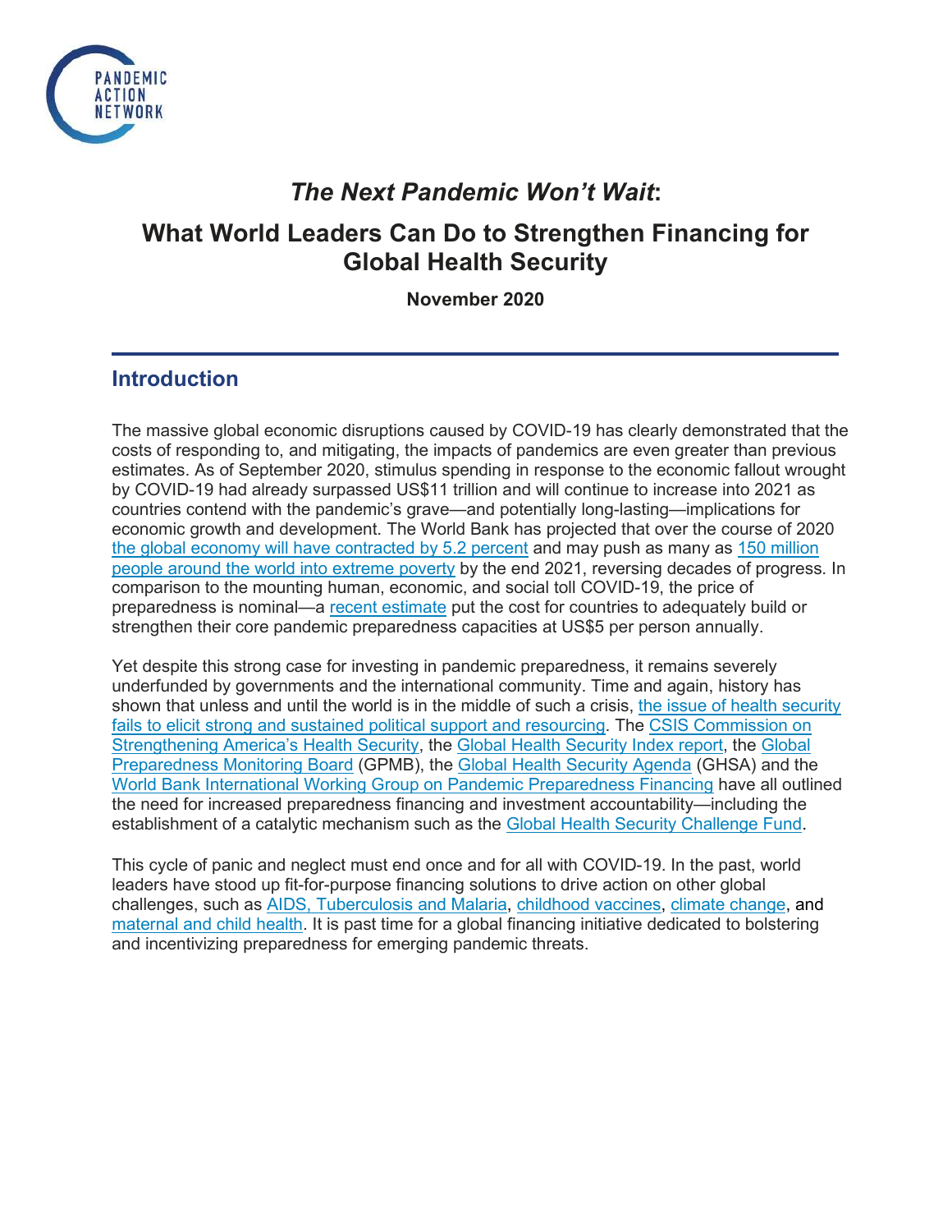# *The Next Pandemic Won't Wait*:

## What World Leaders Can Do to Strengthen Financing for Global Health Security

**November 2020**

## Introduction

The massive global economic disruptions caused by COVID-19 has clearly demonstrated that the costs of responding to, and mitigating, the impacts of pandemics are even greater than previous estimates. As of September 2020, stimulus spending in response to the economic fallout wrought by COVID-19 had already surpassed US$11 trillion and will continue to increase into 2021 as countries contend with the pandemic's grave—and potentially long-lasting—implications for economic growth and development. The World Bank has projected that over the course of 2020 the global economy will have contracted by 5.2 percent and may push as many as 150 million people around the world into extreme poverty by the end 2021, reversing decades of progress. In comparison to the mounting human, economic, and social toll COVID-19, the price of preparedness is nominal—a recent estimate put the cost for countries to adequately build or strengthen their core pandemic preparedness capacities at US$5 per person annually.

Yet despite this strong case for investing in pandemic preparedness, it remains severely underfunded by governments and the international community. Time and again, history has shown that unless and until the world is in the middle of such a crisis, the issue of health security fails to elicit strong and sustained political support and resourcing. The CSIS Commission on Strengthening America's Health Security, the Global Health Security Index report, the Global Preparedness Monitoring Board (GPMB), the Global Health Security Agenda (GHSA) and the World Bank International Working Group on Pandemic Preparedness Financing have all outlined the need for increased preparedness financing and investment accountability—including the establishment of a catalytic mechanism such as the Global Health Security Challenge Fund.

This cycle of panic and neglect must end once and for all with COVID-19. In the past, world leaders have stood up fit-for-purpose financing solutions to drive action on other global challenges, such as AIDS, Tuberculosis and Malaria, childhood vaccines, climate change, and maternal and child health. It is past time for a global financing initiative dedicated to bolstering and incentivizing preparedness for emerging pandemic threats.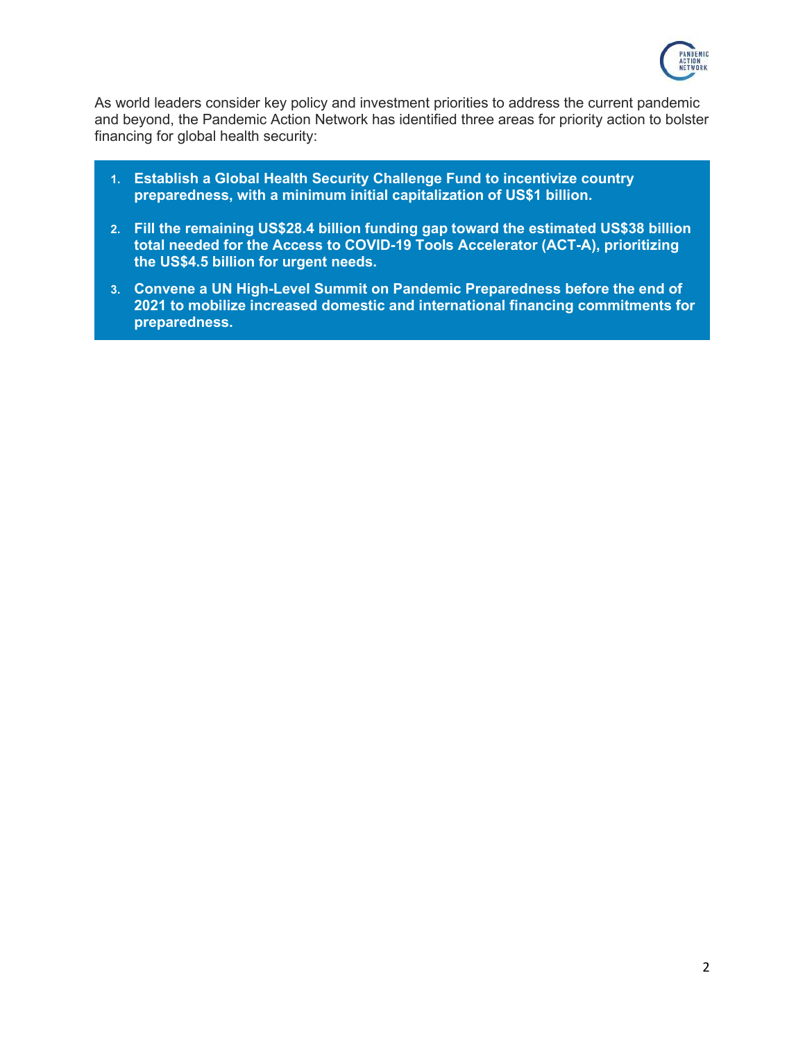As world leaders consider key policy and investment priorities to address the current pandemic and beyond, the Pandemic Action Network has identified three areas for priority action to bolster financing for global health security:

1. **Establish a Global Health Security Challenge Fund to incentivize country preparedness, with a minimum initial capitalization of US$1 billion.**
2. **Fill the remaining US$28.4 billion funding gap toward the estimated US$38 billion total needed for the Access to COVID-19 Tools Accelerator (ACT-A), prioritizing the US$4.5 billion for urgent needs.**
3. **Convene a UN High-Level Summit on Pandemic Preparedness before the end of 2021 to mobilize increased domestic and international financing commitments for preparedness.**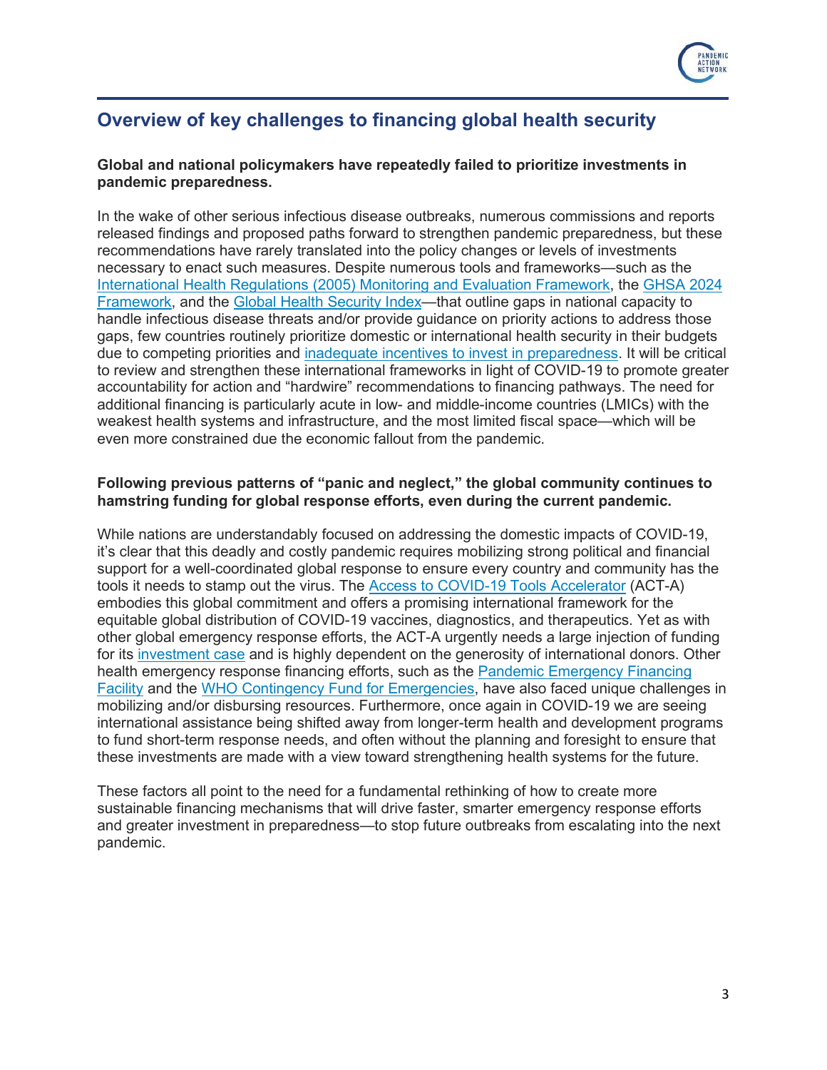## Overview of key challenges to financing global health security

**Global and national policymakers have repeatedly failed to prioritize investments in pandemic preparedness.**

In the wake of other serious infectious disease outbreaks, numerous commissions and reports released findings and proposed paths forward to strengthen pandemic preparedness, but these recommendations have rarely translated into the policy changes or levels of investments necessary to enact such measures. Despite numerous tools and frameworks—such as the International Health Regulations (2005) Monitoring and Evaluation Framework, the GHSA 2024 Framework, and the Global Health Security Index—that outline gaps in national capacity to handle infectious disease threats and/or provide guidance on priority actions to address those gaps, few countries routinely prioritize domestic or international health security in their budgets due to competing priorities and inadequate incentives to invest in preparedness. It will be critical to review and strengthen these international frameworks in light of COVID-19 to promote greater accountability for action and "hardwire" recommendations to financing pathways. The need for additional financing is particularly acute in low- and middle-income countries (LMICs) with the weakest health systems and infrastructure, and the most limited fiscal space—which will be even more constrained due the economic fallout from the pandemic.

**Following previous patterns of "panic and neglect," the global community continues to hamstring funding for global response efforts, even during the current pandemic.**

While nations are understandably focused on addressing the domestic impacts of COVID-19, it's clear that this deadly and costly pandemic requires mobilizing strong political and financial support for a well-coordinated global response to ensure every country and community has the tools it needs to stamp out the virus. The Access to COVID-19 Tools Accelerator (ACT-A) embodies this global commitment and offers a promising international framework for the equitable global distribution of COVID-19 vaccines, diagnostics, and therapeutics. Yet as with other global emergency response efforts, the ACT-A urgently needs a large injection of funding for its investment case and is highly dependent on the generosity of international donors. Other health emergency response financing efforts, such as the Pandemic Emergency Financing Facility and the WHO Contingency Fund for Emergencies, have also faced unique challenges in mobilizing and/or disbursing resources. Furthermore, once again in COVID-19 we are seeing international assistance being shifted away from longer-term health and development programs to fund short-term response needs, and often without the planning and foresight to ensure that these investments are made with a view toward strengthening health systems for the future.

These factors all point to the need for a fundamental rethinking of how to create more sustainable financing mechanisms that will drive faster, smarter emergency response efforts and greater investment in preparedness—to stop future outbreaks from escalating into the next pandemic.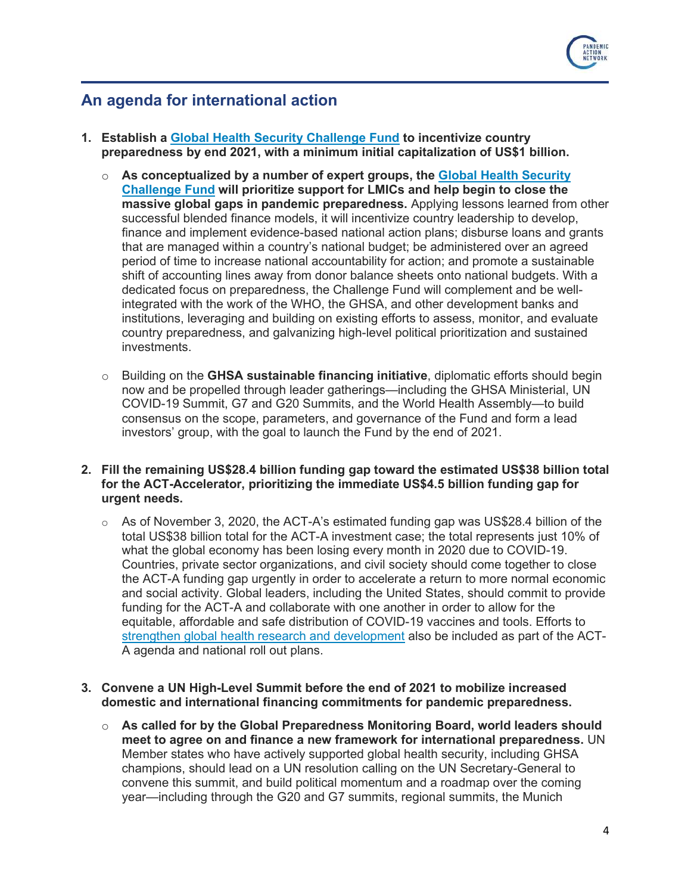## An agenda for international action

1. **Establish a Global Health Security Challenge Fund to incentivize country preparedness by end 2021, with a minimum initial capitalization of US$1 billion.**
   - **As conceptualized by a number of expert groups, the Global Health Security Challenge Fund will prioritize support for LMICs and help begin to close the massive global gaps in pandemic preparedness.** Applying lessons learned from other successful blended finance models, it will incentivize country leadership to develop, finance and implement evidence-based national action plans; disburse loans and grants that are managed within a country's national budget; be administered over an agreed period of time to increase national accountability for action; and promote a sustainable shift of accounting lines away from donor balance sheets onto national budgets. With a dedicated focus on preparedness, the Challenge Fund will complement and be well-integrated with the work of the WHO, the GHSA, and other development banks and institutions, leveraging and building on existing efforts to assess, monitor, and evaluate country preparedness, and galvanizing high-level political prioritization and sustained investments.
   - Building on the **GHSA sustainable financing initiative**, diplomatic efforts should begin now and be propelled through leader gatherings—including the GHSA Ministerial, UN COVID-19 Summit, G7 and G20 Summits, and the World Health Assembly—to build consensus on the scope, parameters, and governance of the Fund and form a lead investors' group, with the goal to launch the Fund by the end of 2021.

2. **Fill the remaining US$28.4 billion funding gap toward the estimated US$38 billion total for the ACT-Accelerator, prioritizing the immediate US$4.5 billion funding gap for urgent needs.**
   - As of November 3, 2020, the ACT-A's estimated funding gap was US$28.4 billion of the total US$38 billion total for the ACT-A investment case; the total represents just 10% of what the global economy has been losing every month in 2020 due to COVID-19. Countries, private sector organizations, and civil society should come together to close the ACT-A funding gap urgently in order to accelerate a return to more normal economic and social activity. Global leaders, including the United States, should commit to provide funding for the ACT-A and collaborate with one another in order to allow for the equitable, affordable and safe distribution of COVID-19 vaccines and tools. Efforts to strengthen global health research and development also be included as part of the ACT-A agenda and national roll out plans.

3. **Convene a UN High-Level Summit before the end of 2021 to mobilize increased domestic and international financing commitments for pandemic preparedness.**
   - **As called for by the Global Preparedness Monitoring Board, world leaders should meet to agree on and finance a new framework for international preparedness.** UN Member states who have actively supported global health security, including GHSA champions, should lead on a UN resolution calling on the UN Secretary-General to convene this summit, and build political momentum and a roadmap over the coming year—including through the G20 and G7 summits, regional summits, the Munich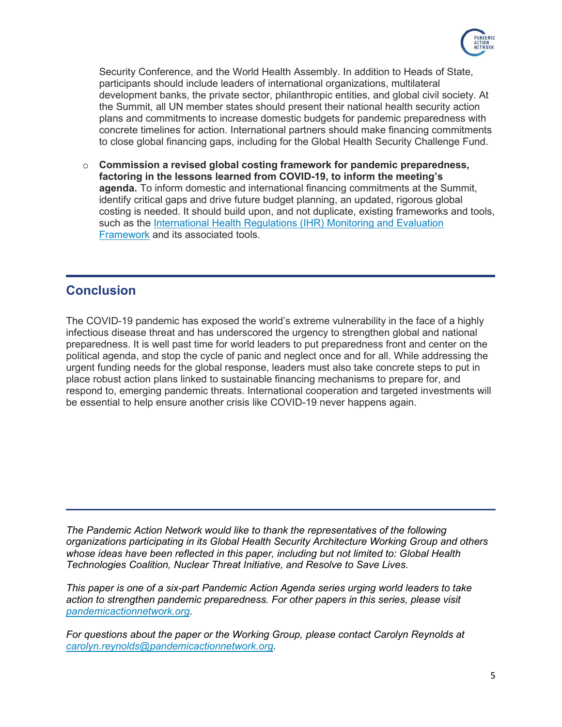Security Conference, and the World Health Assembly. In addition to Heads of State, participants should include leaders of international organizations, multilateral development banks, the private sector, philanthropic entities, and global civil society. At the Summit, all UN member states should present their national health security action plans and commitments to increase domestic budgets for pandemic preparedness with concrete timelines for action. International partners should make financing commitments to close global financing gaps, including for the Global Health Security Challenge Fund.

- **Commission a revised global costing framework for pandemic preparedness, factoring in the lessons learned from COVID-19, to inform the meeting's agenda.** To inform domestic and international financing commitments at the Summit, identify critical gaps and drive future budget planning, an updated, rigorous global costing is needed. It should build upon, and not duplicate, existing frameworks and tools, such as the International Health Regulations (IHR) Monitoring and Evaluation Framework and its associated tools.

## Conclusion

The COVID-19 pandemic has exposed the world's extreme vulnerability in the face of a highly infectious disease threat and has underscored the urgency to strengthen global and national preparedness. It is well past time for world leaders to put preparedness front and center on the political agenda, and stop the cycle of panic and neglect once and for all. While addressing the urgent funding needs for the global response, leaders must also take concrete steps to put in place robust action plans linked to sustainable financing mechanisms to prepare for, and respond to, emerging pandemic threats. International cooperation and targeted investments will be essential to help ensure another crisis like COVID-19 never happens again.

---

*The Pandemic Action Network would like to thank the representatives of the following organizations participating in its Global Health Security Architecture Working Group and others whose ideas have been reflected in this paper, including but not limited to: Global Health Technologies Coalition, Nuclear Threat Initiative, and Resolve to Save Lives.*

*This paper is one of a six-part Pandemic Action Agenda series urging world leaders to take action to strengthen pandemic preparedness. For other papers in this series, please visit pandemicactionnetwork.org.*

*For questions about the paper or the Working Group, please contact Carolyn Reynolds at carolyn.reynolds@pandemicactionnetwork.org.*